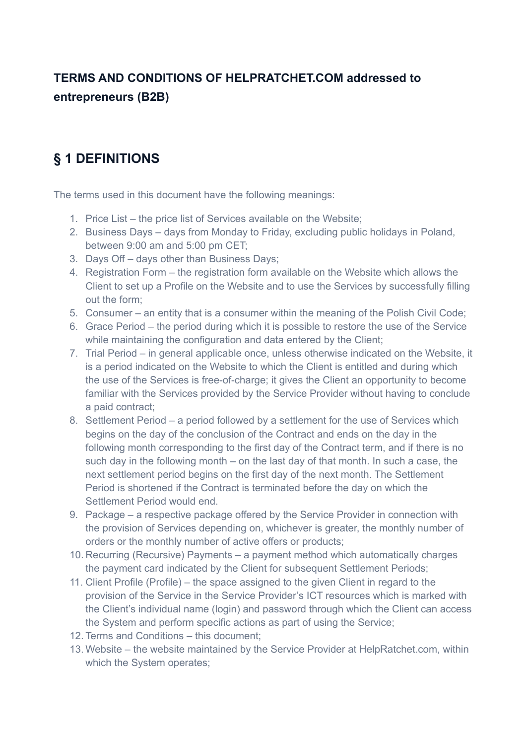**TERMS AND CONDITIONS OF HELPRATCHET.COM addressed to entrepreneurs (B2B)**

## § 1 DEFINITIONS

The terms used in this document have the following meanings:

1. Price List – the price list of Services available on the Website;
2. Business Days – days from Monday to Friday, excluding public holidays in Poland, between 9:00 am and 5:00 pm CET;
3. Days Off – days other than Business Days;
4. Registration Form – the registration form available on the Website which allows the Client to set up a Profile on the Website and to use the Services by successfully filling out the form;
5. Consumer – an entity that is a consumer within the meaning of the Polish Civil Code;
6. Grace Period – the period during which it is possible to restore the use of the Service while maintaining the configuration and data entered by the Client;
7. Trial Period – in general applicable once, unless otherwise indicated on the Website, it is a period indicated on the Website to which the Client is entitled and during which the use of the Services is free-of-charge; it gives the Client an opportunity to become familiar with the Services provided by the Service Provider without having to conclude a paid contract;
8. Settlement Period – a period followed by a settlement for the use of Services which begins on the day of the conclusion of the Contract and ends on the day in the following month corresponding to the first day of the Contract term, and if there is no such day in the following month – on the last day of that month. In such a case, the next settlement period begins on the first day of the next month. The Settlement Period is shortened if the Contract is terminated before the day on which the Settlement Period would end.
9. Package – a respective package offered by the Service Provider in connection with the provision of Services depending on, whichever is greater, the monthly number of orders or the monthly number of active offers or products;
10. Recurring (Recursive) Payments – a payment method which automatically charges the payment card indicated by the Client for subsequent Settlement Periods;
11. Client Profile (Profile) – the space assigned to the given Client in regard to the provision of the Service in the Service Provider's ICT resources which is marked with the Client's individual name (login) and password through which the Client can access the System and perform specific actions as part of using the Service;
12. Terms and Conditions – this document;
13. Website – the website maintained by the Service Provider at HelpRatchet.com, within which the System operates;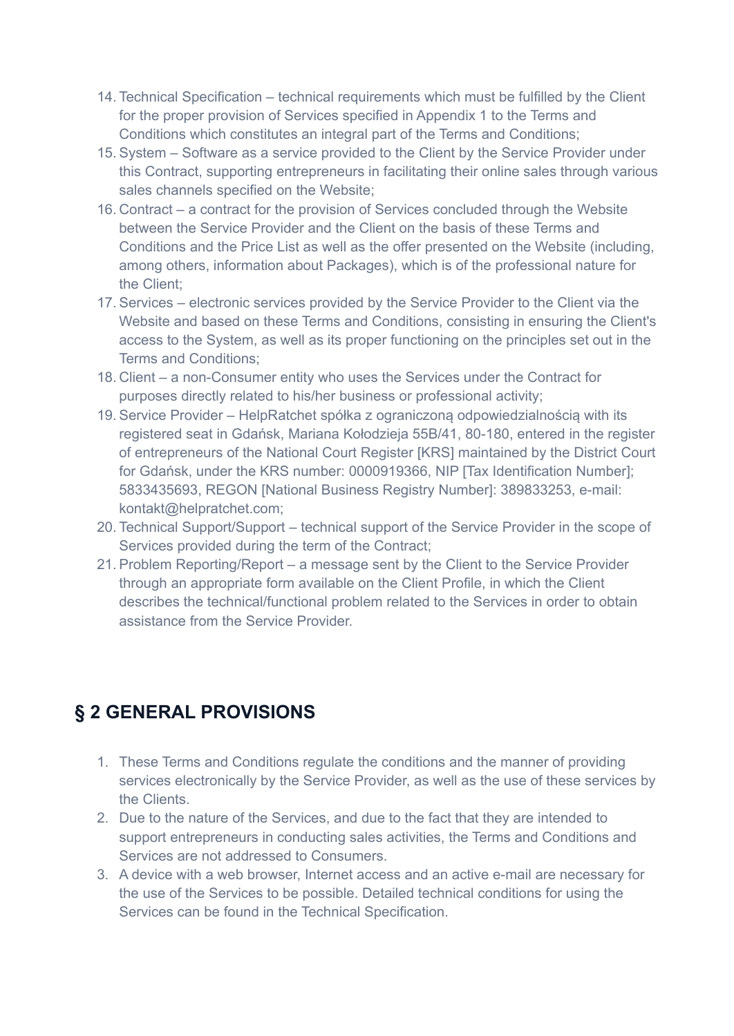14. Technical Specification – technical requirements which must be fulfilled by the Client for the proper provision of Services specified in Appendix 1 to the Terms and Conditions which constitutes an integral part of the Terms and Conditions;
15. System – Software as a service provided to the Client by the Service Provider under this Contract, supporting entrepreneurs in facilitating their online sales through various sales channels specified on the Website;
16. Contract – a contract for the provision of Services concluded through the Website between the Service Provider and the Client on the basis of these Terms and Conditions and the Price List as well as the offer presented on the Website (including, among others, information about Packages), which is of the professional nature for the Client;
17. Services – electronic services provided by the Service Provider to the Client via the Website and based on these Terms and Conditions, consisting in ensuring the Client's access to the System, as well as its proper functioning on the principles set out in the Terms and Conditions;
18. Client – a non-Consumer entity who uses the Services under the Contract for purposes directly related to his/her business or professional activity;
19. Service Provider – HelpRatchet spółka z ograniczoną odpowiedzialnością with its registered seat in Gdańsk, Mariana Kołodzieja 55B/41, 80-180, entered in the register of entrepreneurs of the National Court Register [KRS] maintained by the District Court for Gdańsk, under the KRS number: 0000919366, NIP [Tax Identification Number]; 5833435693, REGON [National Business Registry Number]: 389833253, e-mail: kontakt@helpratchet.com;
20. Technical Support/Support – technical support of the Service Provider in the scope of Services provided during the term of the Contract;
21. Problem Reporting/Report – a message sent by the Client to the Service Provider through an appropriate form available on the Client Profile, in which the Client describes the technical/functional problem related to the Services in order to obtain assistance from the Service Provider.

## § 2 GENERAL PROVISIONS

1. These Terms and Conditions regulate the conditions and the manner of providing services electronically by the Service Provider, as well as the use of these services by the Clients.
2. Due to the nature of the Services, and due to the fact that they are intended to support entrepreneurs in conducting sales activities, the Terms and Conditions and Services are not addressed to Consumers.
3. A device with a web browser, Internet access and an active e-mail are necessary for the use of the Services to be possible. Detailed technical conditions for using the Services can be found in the Technical Specification.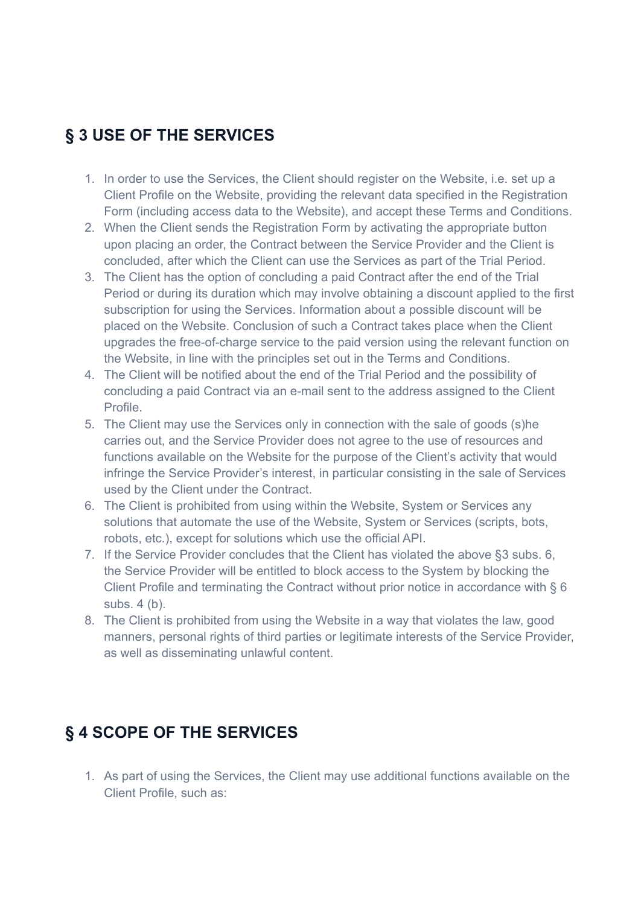## § 3 USE OF THE SERVICES

1. In order to use the Services, the Client should register on the Website, i.e. set up a Client Profile on the Website, providing the relevant data specified in the Registration Form (including access data to the Website), and accept these Terms and Conditions.
2. When the Client sends the Registration Form by activating the appropriate button upon placing an order, the Contract between the Service Provider and the Client is concluded, after which the Client can use the Services as part of the Trial Period.
3. The Client has the option of concluding a paid Contract after the end of the Trial Period or during its duration which may involve obtaining a discount applied to the first subscription for using the Services. Information about a possible discount will be placed on the Website. Conclusion of such a Contract takes place when the Client upgrades the free-of-charge service to the paid version using the relevant function on the Website, in line with the principles set out in the Terms and Conditions.
4. The Client will be notified about the end of the Trial Period and the possibility of concluding a paid Contract via an e-mail sent to the address assigned to the Client Profile.
5. The Client may use the Services only in connection with the sale of goods (s)he carries out, and the Service Provider does not agree to the use of resources and functions available on the Website for the purpose of the Client's activity that would infringe the Service Provider's interest, in particular consisting in the sale of Services used by the Client under the Contract.
6. The Client is prohibited from using within the Website, System or Services any solutions that automate the use of the Website, System or Services (scripts, bots, robots, etc.), except for solutions which use the official API.
7. If the Service Provider concludes that the Client has violated the above §3 subs. 6, the Service Provider will be entitled to block access to the System by blocking the Client Profile and terminating the Contract without prior notice in accordance with § 6 subs. 4 (b).
8. The Client is prohibited from using the Website in a way that violates the law, good manners, personal rights of third parties or legitimate interests of the Service Provider, as well as disseminating unlawful content.

## § 4 SCOPE OF THE SERVICES

1. As part of using the Services, the Client may use additional functions available on the Client Profile, such as: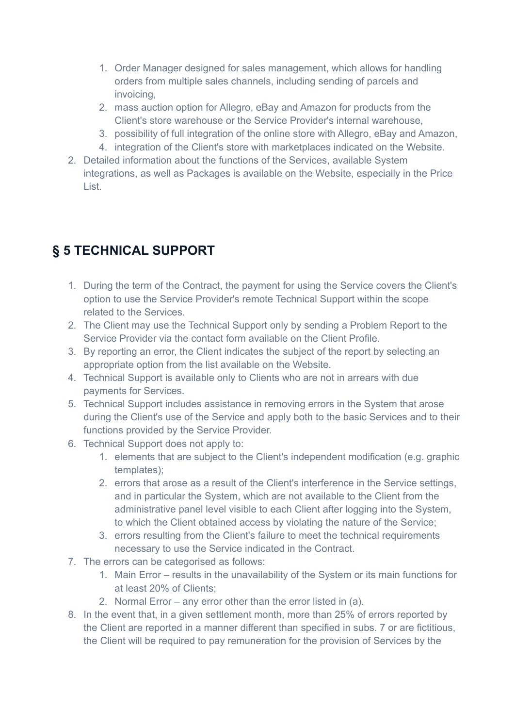1. Order Manager designed for sales management, which allows for handling orders from multiple sales channels, including sending of parcels and invoicing,
   2. mass auction option for Allegro, eBay and Amazon for products from the Client's store warehouse or the Service Provider's internal warehouse,
   3. possibility of full integration of the online store with Allegro, eBay and Amazon,
   4. integration of the Client's store with marketplaces indicated on the Website.
2. Detailed information about the functions of the Services, available System integrations, as well as Packages is available on the Website, especially in the Price List.

## § 5 TECHNICAL SUPPORT

1. During the term of the Contract, the payment for using the Service covers the Client's option to use the Service Provider's remote Technical Support within the scope related to the Services.
2. The Client may use the Technical Support only by sending a Problem Report to the Service Provider via the contact form available on the Client Profile.
3. By reporting an error, the Client indicates the subject of the report by selecting an appropriate option from the list available on the Website.
4. Technical Support is available only to Clients who are not in arrears with due payments for Services.
5. Technical Support includes assistance in removing errors in the System that arose during the Client's use of the Service and apply both to the basic Services and to their functions provided by the Service Provider.
6. Technical Support does not apply to:
   1. elements that are subject to the Client's independent modification (e.g. graphic templates);
   2. errors that arose as a result of the Client's interference in the Service settings, and in particular the System, which are not available to the Client from the administrative panel level visible to each Client after logging into the System, to which the Client obtained access by violating the nature of the Service;
   3. errors resulting from the Client's failure to meet the technical requirements necessary to use the Service indicated in the Contract.
7. The errors can be categorised as follows:
   1. Main Error – results in the unavailability of the System or its main functions for at least 20% of Clients;
   2. Normal Error – any error other than the error listed in (a).
8. In the event that, in a given settlement month, more than 25% of errors reported by the Client are reported in a manner different than specified in subs. 7 or are fictitious, the Client will be required to pay remuneration for the provision of Services by the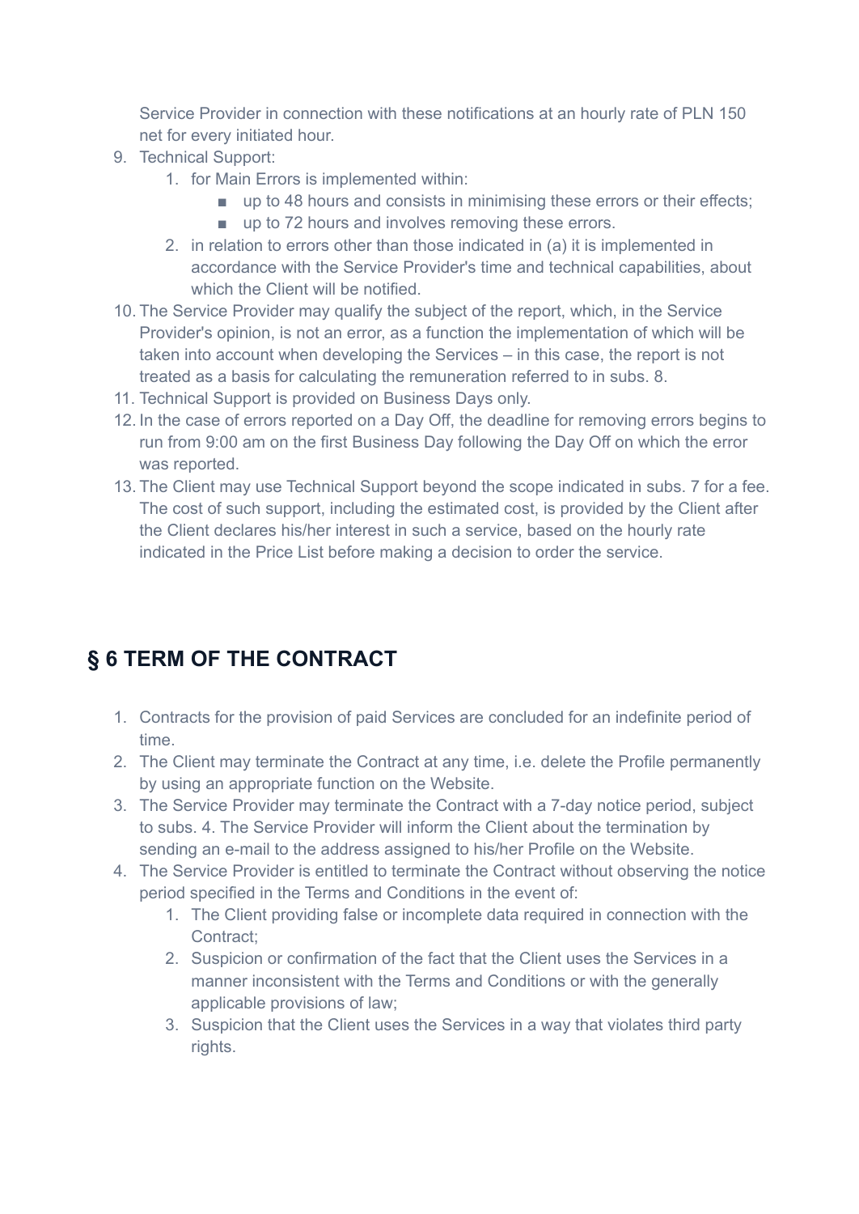Service Provider in connection with these notifications at an hourly rate of PLN 150 net for every initiated hour.

9. Technical Support:
    1. for Main Errors is implemented within:
        - up to 48 hours and consists in minimising these errors or their effects;
        - up to 72 hours and involves removing these errors.
    2. in relation to errors other than those indicated in (a) it is implemented in accordance with the Service Provider's time and technical capabilities, about which the Client will be notified.
10. The Service Provider may qualify the subject of the report, which, in the Service Provider's opinion, is not an error, as a function the implementation of which will be taken into account when developing the Services – in this case, the report is not treated as a basis for calculating the remuneration referred to in subs. 8.
11. Technical Support is provided on Business Days only.
12. In the case of errors reported on a Day Off, the deadline for removing errors begins to run from 9:00 am on the first Business Day following the Day Off on which the error was reported.
13. The Client may use Technical Support beyond the scope indicated in subs. 7 for a fee. The cost of such support, including the estimated cost, is provided by the Client after the Client declares his/her interest in such a service, based on the hourly rate indicated in the Price List before making a decision to order the service.

## § 6 TERM OF THE CONTRACT

1. Contracts for the provision of paid Services are concluded for an indefinite period of time.
2. The Client may terminate the Contract at any time, i.e. delete the Profile permanently by using an appropriate function on the Website.
3. The Service Provider may terminate the Contract with a 7-day notice period, subject to subs. 4. The Service Provider will inform the Client about the termination by sending an e-mail to the address assigned to his/her Profile on the Website.
4. The Service Provider is entitled to terminate the Contract without observing the notice period specified in the Terms and Conditions in the event of:
    1. The Client providing false or incomplete data required in connection with the Contract;
    2. Suspicion or confirmation of the fact that the Client uses the Services in a manner inconsistent with the Terms and Conditions or with the generally applicable provisions of law;
    3. Suspicion that the Client uses the Services in a way that violates third party rights.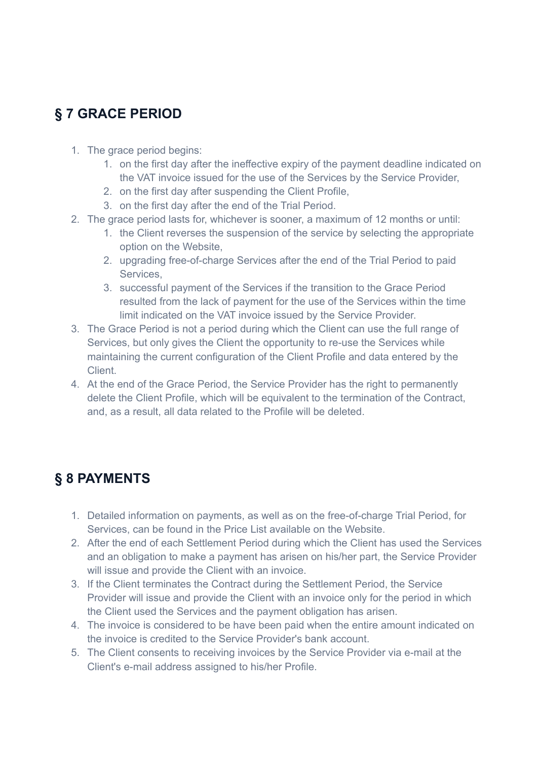## § 7 GRACE PERIOD

1. The grace period begins:
    1. on the first day after the ineffective expiry of the payment deadline indicated on the VAT invoice issued for the use of the Services by the Service Provider,
    2. on the first day after suspending the Client Profile,
    3. on the first day after the end of the Trial Period.
2. The grace period lasts for, whichever is sooner, a maximum of 12 months or until:
    1. the Client reverses the suspension of the service by selecting the appropriate option on the Website,
    2. upgrading free-of-charge Services after the end of the Trial Period to paid Services,
    3. successful payment of the Services if the transition to the Grace Period resulted from the lack of payment for the use of the Services within the time limit indicated on the VAT invoice issued by the Service Provider.
3. The Grace Period is not a period during which the Client can use the full range of Services, but only gives the Client the opportunity to re-use the Services while maintaining the current configuration of the Client Profile and data entered by the Client.
4. At the end of the Grace Period, the Service Provider has the right to permanently delete the Client Profile, which will be equivalent to the termination of the Contract, and, as a result, all data related to the Profile will be deleted.

## § 8 PAYMENTS

1. Detailed information on payments, as well as on the free-of-charge Trial Period, for Services, can be found in the Price List available on the Website.
2. After the end of each Settlement Period during which the Client has used the Services and an obligation to make a payment has arisen on his/her part, the Service Provider will issue and provide the Client with an invoice.
3. If the Client terminates the Contract during the Settlement Period, the Service Provider will issue and provide the Client with an invoice only for the period in which the Client used the Services and the payment obligation has arisen.
4. The invoice is considered to be have been paid when the entire amount indicated on the invoice is credited to the Service Provider's bank account.
5. The Client consents to receiving invoices by the Service Provider via e-mail at the Client's e-mail address assigned to his/her Profile.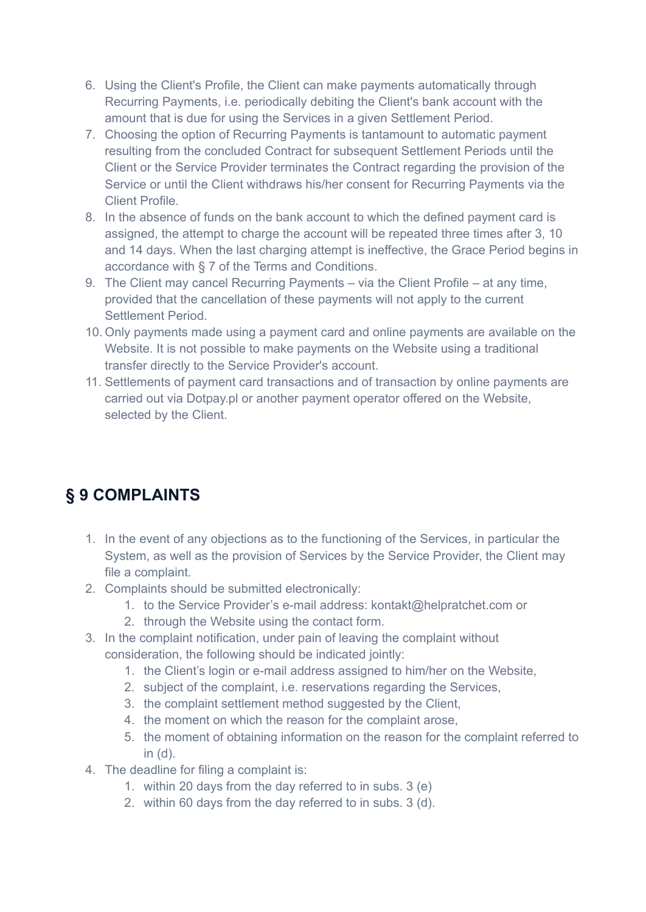6. Using the Client's Profile, the Client can make payments automatically through Recurring Payments, i.e. periodically debiting the Client's bank account with the amount that is due for using the Services in a given Settlement Period.
7. Choosing the option of Recurring Payments is tantamount to automatic payment resulting from the concluded Contract for subsequent Settlement Periods until the Client or the Service Provider terminates the Contract regarding the provision of the Service or until the Client withdraws his/her consent for Recurring Payments via the Client Profile.
8. In the absence of funds on the bank account to which the defined payment card is assigned, the attempt to charge the account will be repeated three times after 3, 10 and 14 days. When the last charging attempt is ineffective, the Grace Period begins in accordance with § 7 of the Terms and Conditions.
9. The Client may cancel Recurring Payments – via the Client Profile – at any time, provided that the cancellation of these payments will not apply to the current Settlement Period.
10. Only payments made using a payment card and online payments are available on the Website. It is not possible to make payments on the Website using a traditional transfer directly to the Service Provider's account.
11. Settlements of payment card transactions and of transaction by online payments are carried out via Dotpay.pl or another payment operator offered on the Website, selected by the Client.

## § 9 COMPLAINTS

1. In the event of any objections as to the functioning of the Services, in particular the System, as well as the provision of Services by the Service Provider, the Client may file a complaint.
2. Complaints should be submitted electronically:
    1. to the Service Provider's e-mail address: kontakt@helpratchet.com or
    2. through the Website using the contact form.
3. In the complaint notification, under pain of leaving the complaint without consideration, the following should be indicated jointly:
    1. the Client's login or e-mail address assigned to him/her on the Website,
    2. subject of the complaint, i.e. reservations regarding the Services,
    3. the complaint settlement method suggested by the Client,
    4. the moment on which the reason for the complaint arose,
    5. the moment of obtaining information on the reason for the complaint referred to in (d).
4. The deadline for filing a complaint is:
    1. within 20 days from the day referred to in subs. 3 (e)
    2. within 60 days from the day referred to in subs. 3 (d).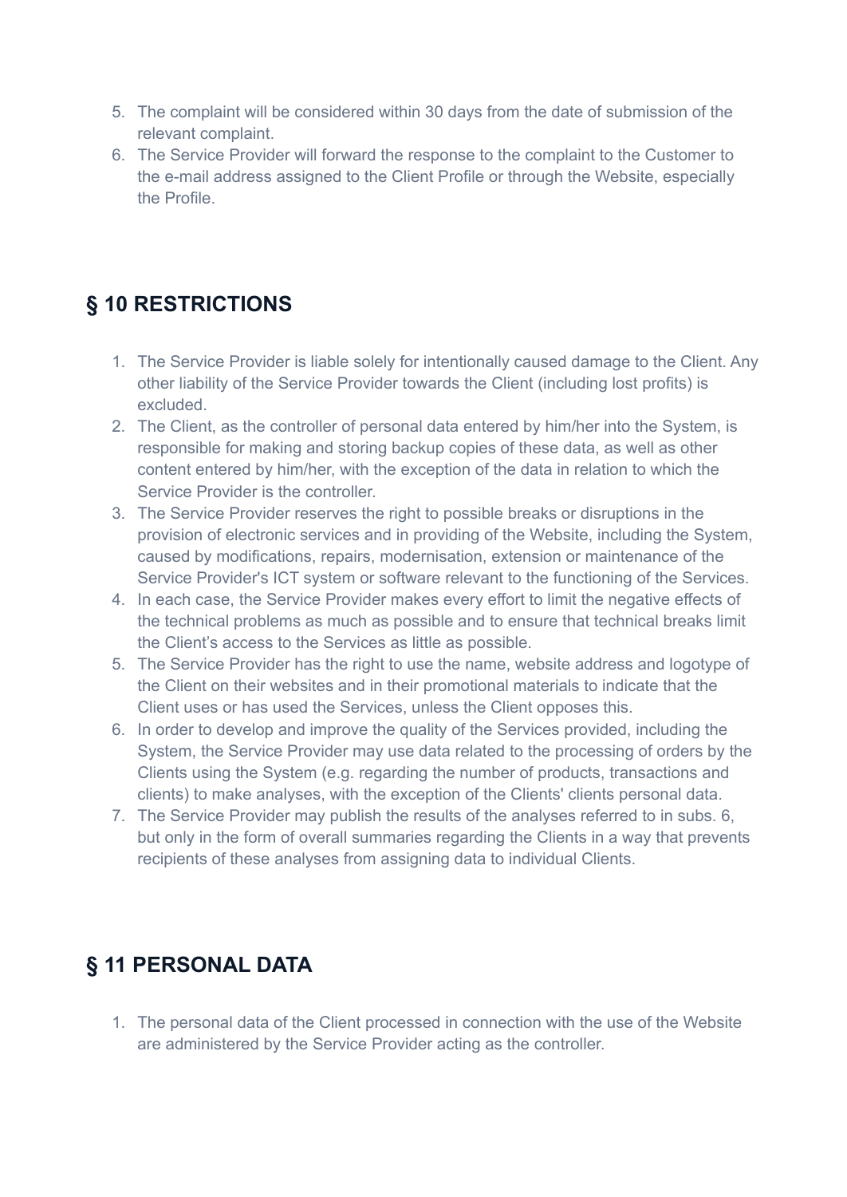5. The complaint will be considered within 30 days from the date of submission of the relevant complaint.
6. The Service Provider will forward the response to the complaint to the Customer to the e-mail address assigned to the Client Profile or through the Website, especially the Profile.

## § 10 RESTRICTIONS

1. The Service Provider is liable solely for intentionally caused damage to the Client. Any other liability of the Service Provider towards the Client (including lost profits) is excluded.
2. The Client, as the controller of personal data entered by him/her into the System, is responsible for making and storing backup copies of these data, as well as other content entered by him/her, with the exception of the data in relation to which the Service Provider is the controller.
3. The Service Provider reserves the right to possible breaks or disruptions in the provision of electronic services and in providing of the Website, including the System, caused by modifications, repairs, modernisation, extension or maintenance of the Service Provider's ICT system or software relevant to the functioning of the Services.
4. In each case, the Service Provider makes every effort to limit the negative effects of the technical problems as much as possible and to ensure that technical breaks limit the Client's access to the Services as little as possible.
5. The Service Provider has the right to use the name, website address and logotype of the Client on their websites and in their promotional materials to indicate that the Client uses or has used the Services, unless the Client opposes this.
6. In order to develop and improve the quality of the Services provided, including the System, the Service Provider may use data related to the processing of orders by the Clients using the System (e.g. regarding the number of products, transactions and clients) to make analyses, with the exception of the Clients' clients personal data.
7. The Service Provider may publish the results of the analyses referred to in subs. 6, but only in the form of overall summaries regarding the Clients in a way that prevents recipients of these analyses from assigning data to individual Clients.

## § 11 PERSONAL DATA

1. The personal data of the Client processed in connection with the use of the Website are administered by the Service Provider acting as the controller.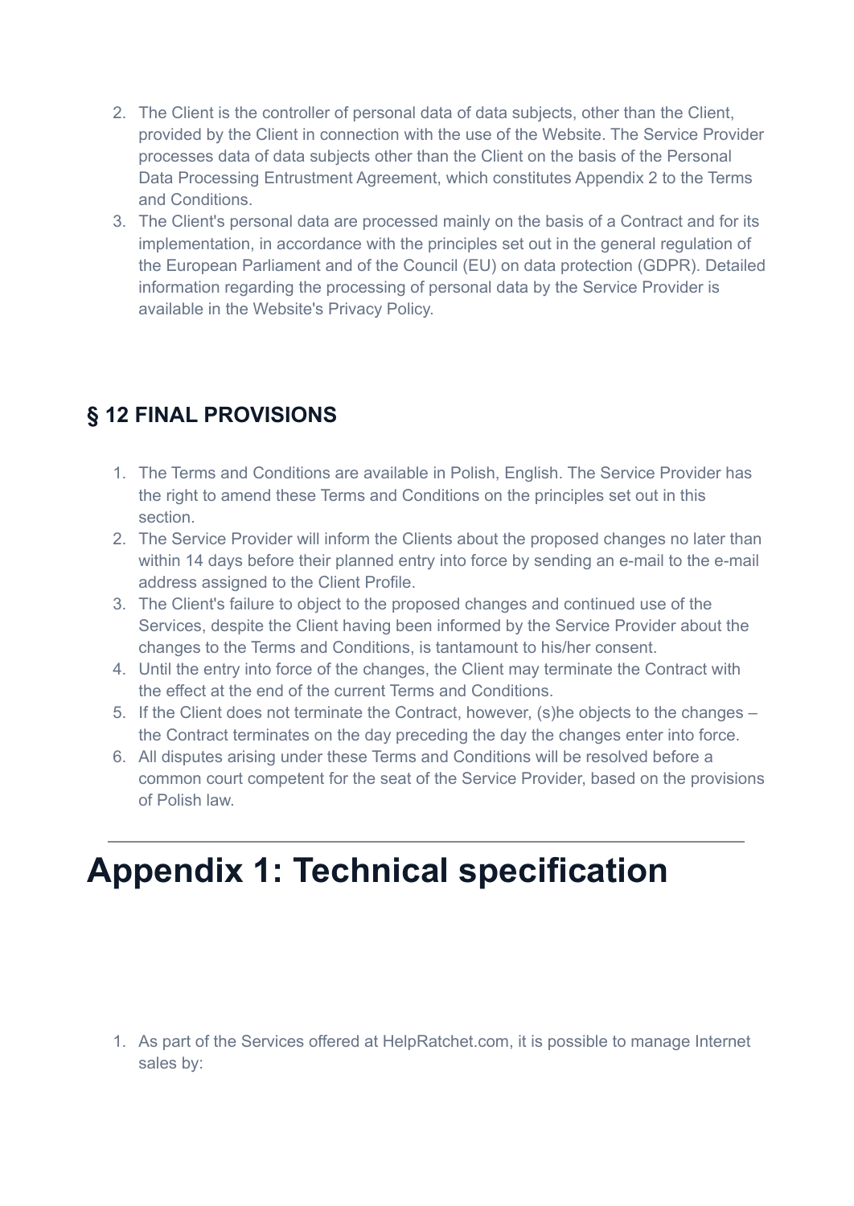2. The Client is the controller of personal data of data subjects, other than the Client, provided by the Client in connection with the use of the Website. The Service Provider processes data of data subjects other than the Client on the basis of the Personal Data Processing Entrustment Agreement, which constitutes Appendix 2 to the Terms and Conditions.
3. The Client's personal data are processed mainly on the basis of a Contract and for its implementation, in accordance with the principles set out in the general regulation of the European Parliament and of the Council (EU) on data protection (GDPR). Detailed information regarding the processing of personal data by the Service Provider is available in the Website's Privacy Policy.

## § 12 FINAL PROVISIONS

1. The Terms and Conditions are available in Polish, English. The Service Provider has the right to amend these Terms and Conditions on the principles set out in this section.
2. The Service Provider will inform the Clients about the proposed changes no later than within 14 days before their planned entry into force by sending an e-mail to the e-mail address assigned to the Client Profile.
3. The Client's failure to object to the proposed changes and continued use of the Services, despite the Client having been informed by the Service Provider about the changes to the Terms and Conditions, is tantamount to his/her consent.
4. Until the entry into force of the changes, the Client may terminate the Contract with the effect at the end of the current Terms and Conditions.
5. If the Client does not terminate the Contract, however, (s)he objects to the changes – the Contract terminates on the day preceding the day the changes enter into force.
6. All disputes arising under these Terms and Conditions will be resolved before a common court competent for the seat of the Service Provider, based on the provisions of Polish law.

---

# Appendix 1: Technical specification

1. As part of the Services offered at HelpRatchet.com, it is possible to manage Internet sales by: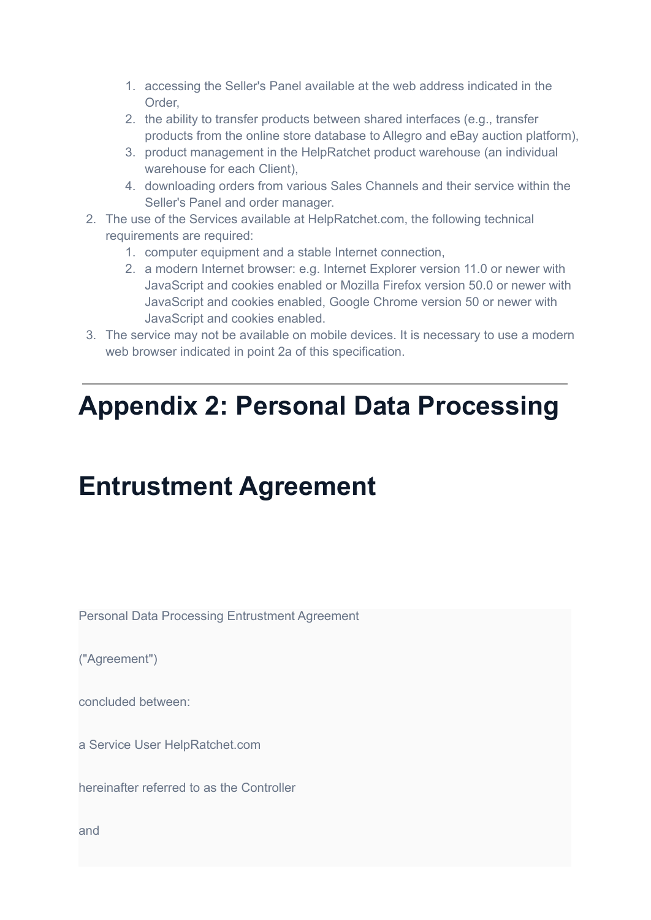1. accessing the Seller's Panel available at the web address indicated in the Order,
   2. the ability to transfer products between shared interfaces (e.g., transfer products from the online store database to Allegro and eBay auction platform),
   3. product management in the HelpRatchet product warehouse (an individual warehouse for each Client),
   4. downloading orders from various Sales Channels and their service within the Seller's Panel and order manager.
2. The use of the Services available at HelpRatchet.com, the following technical requirements are required:
   1. computer equipment and a stable Internet connection,
   2. a modern Internet browser: e.g. Internet Explorer version 11.0 or newer with JavaScript and cookies enabled or Mozilla Firefox version 50.0 or newer with JavaScript and cookies enabled, Google Chrome version 50 or newer with JavaScript and cookies enabled.
3. The service may not be available on mobile devices. It is necessary to use a modern web browser indicated in point 2a of this specification.

---

# Appendix 2: Personal Data Processing

# Entrustment Agreement

```
Personal Data Processing Entrustment Agreement

("Agreement")

concluded between:

a Service User HelpRatchet.com

hereinafter referred to as the Controller

and
```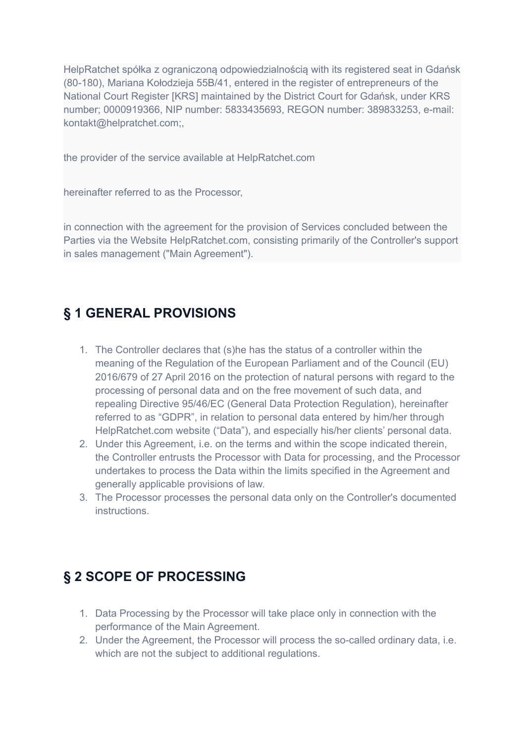HelpRatchet spółka z ograniczoną odpowiedzialnością with its registered seat in Gdańsk (80-180), Mariana Kołodzieja 55B/41, entered in the register of entrepreneurs of the National Court Register [KRS] maintained by the District Court for Gdańsk, under KRS number; 0000919366, NIP number: 5833435693, REGON number: 389833253, e-mail: kontakt@helpratchet.com;,

the provider of the service available at HelpRatchet.com

hereinafter referred to as the Processor,

in connection with the agreement for the provision of Services concluded between the Parties via the Website HelpRatchet.com, consisting primarily of the Controller's support in sales management ("Main Agreement").

## § 1 GENERAL PROVISIONS

1. The Controller declares that (s)he has the status of a controller within the meaning of the Regulation of the European Parliament and of the Council (EU) 2016/679 of 27 April 2016 on the protection of natural persons with regard to the processing of personal data and on the free movement of such data, and repealing Directive 95/46/EC (General Data Protection Regulation), hereinafter referred to as “GDPR”, in relation to personal data entered by him/her through HelpRatchet.com website (“Data”), and especially his/her clients’ personal data.
2. Under this Agreement, i.e. on the terms and within the scope indicated therein, the Controller entrusts the Processor with Data for processing, and the Processor undertakes to process the Data within the limits specified in the Agreement and generally applicable provisions of law.
3. The Processor processes the personal data only on the Controller's documented instructions.

## § 2 SCOPE OF PROCESSING

1. Data Processing by the Processor will take place only in connection with the performance of the Main Agreement.
2. Under the Agreement, the Processor will process the so-called ordinary data, i.e. which are not the subject to additional regulations.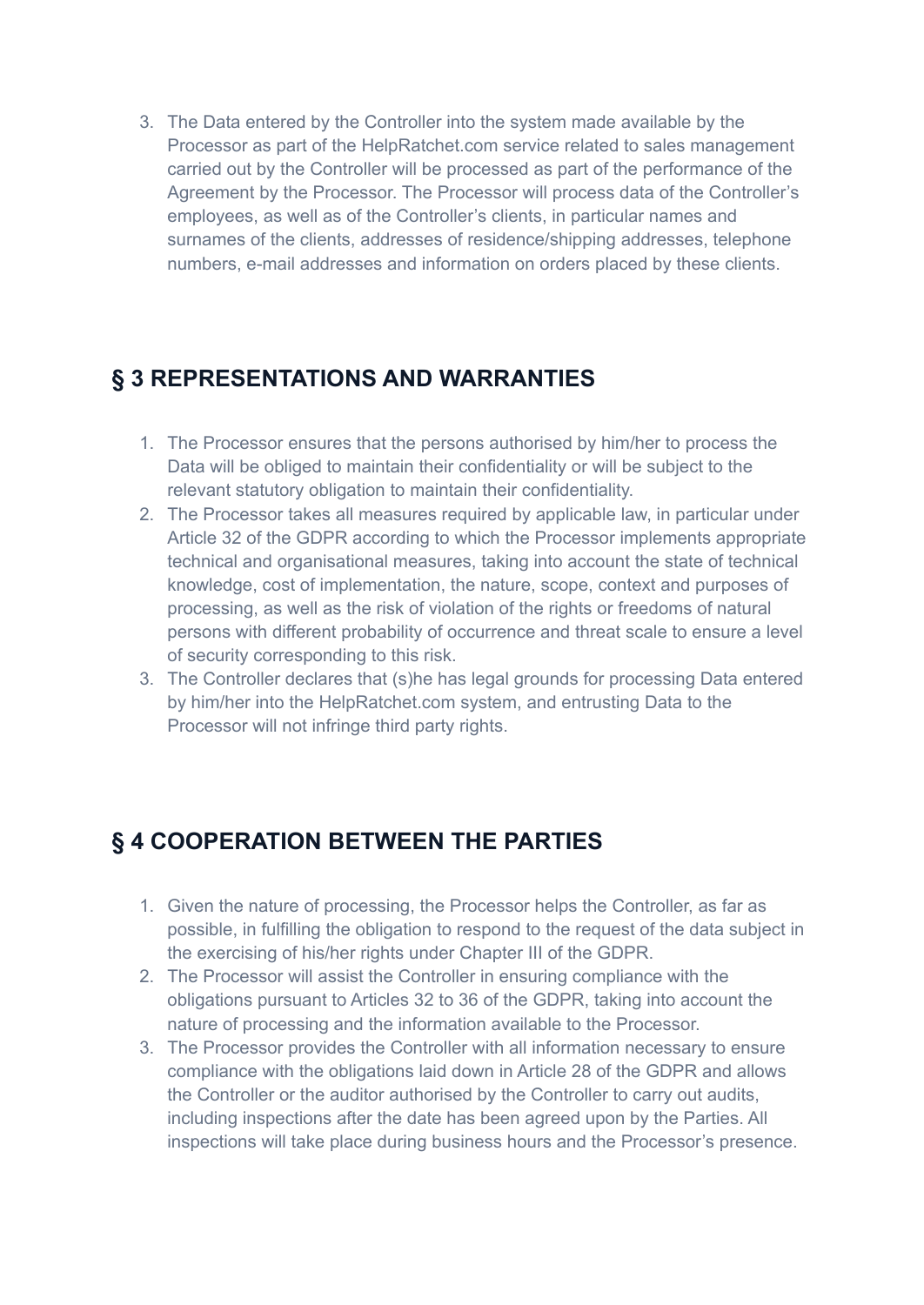3. The Data entered by the Controller into the system made available by the Processor as part of the HelpRatchet.com service related to sales management carried out by the Controller will be processed as part of the performance of the Agreement by the Processor. The Processor will process data of the Controller's employees, as well as of the Controller's clients, in particular names and surnames of the clients, addresses of residence/shipping addresses, telephone numbers, e-mail addresses and information on orders placed by these clients.

## § 3 REPRESENTATIONS AND WARRANTIES

1. The Processor ensures that the persons authorised by him/her to process the Data will be obliged to maintain their confidentiality or will be subject to the relevant statutory obligation to maintain their confidentiality.
2. The Processor takes all measures required by applicable law, in particular under Article 32 of the GDPR according to which the Processor implements appropriate technical and organisational measures, taking into account the state of technical knowledge, cost of implementation, the nature, scope, context and purposes of processing, as well as the risk of violation of the rights or freedoms of natural persons with different probability of occurrence and threat scale to ensure a level of security corresponding to this risk.
3. The Controller declares that (s)he has legal grounds for processing Data entered by him/her into the HelpRatchet.com system, and entrusting Data to the Processor will not infringe third party rights.

## § 4 COOPERATION BETWEEN THE PARTIES

1. Given the nature of processing, the Processor helps the Controller, as far as possible, in fulfilling the obligation to respond to the request of the data subject in the exercising of his/her rights under Chapter III of the GDPR.
2. The Processor will assist the Controller in ensuring compliance with the obligations pursuant to Articles 32 to 36 of the GDPR, taking into account the nature of processing and the information available to the Processor.
3. The Processor provides the Controller with all information necessary to ensure compliance with the obligations laid down in Article 28 of the GDPR and allows the Controller or the auditor authorised by the Controller to carry out audits, including inspections after the date has been agreed upon by the Parties. All inspections will take place during business hours and the Processor's presence.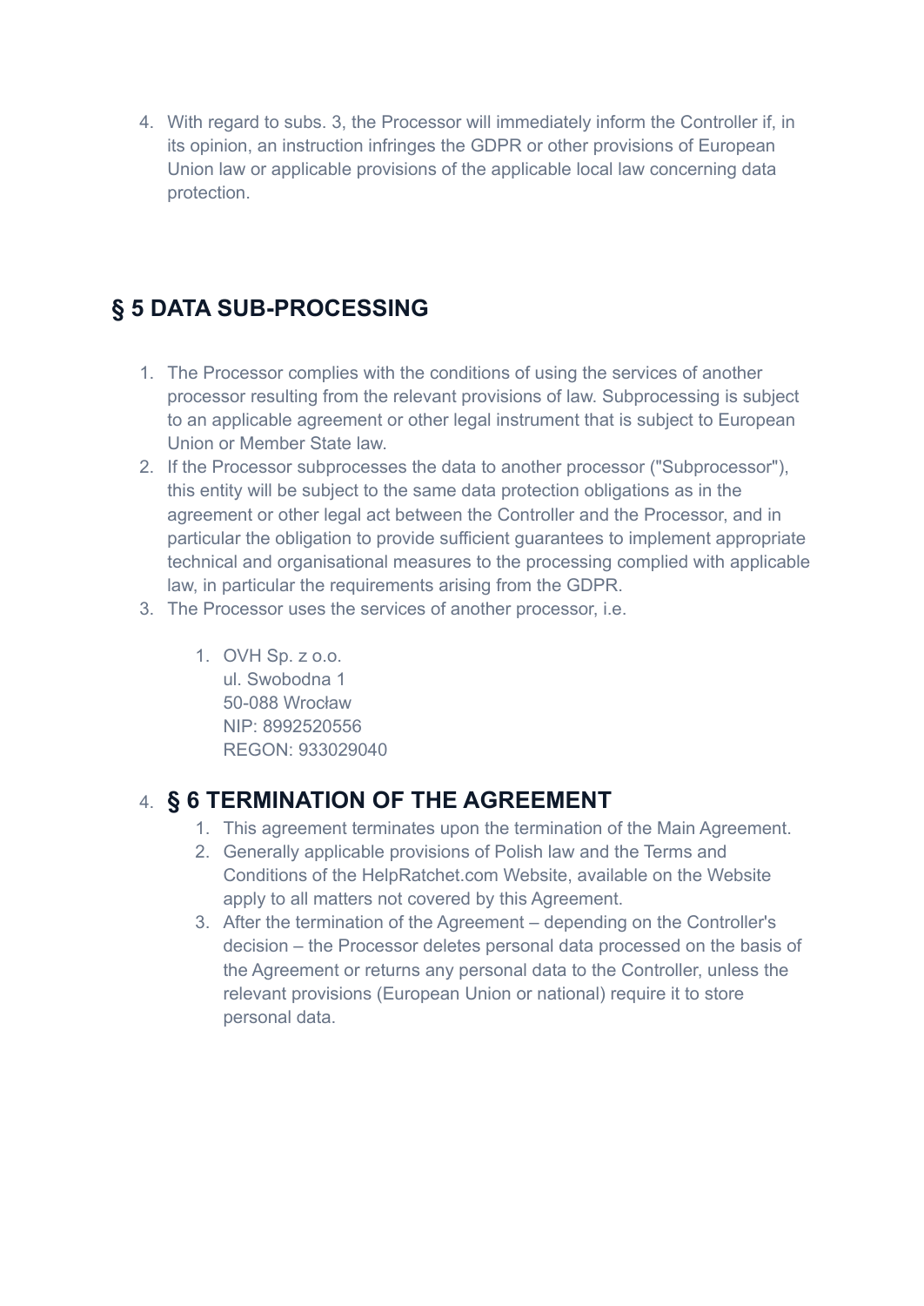4. With regard to subs. 3, the Processor will immediately inform the Controller if, in its opinion, an instruction infringes the GDPR or other provisions of European Union law or applicable provisions of the applicable local law concerning data protection.

## § 5 DATA SUB-PROCESSING

1. The Processor complies with the conditions of using the services of another processor resulting from the relevant provisions of law. Subprocessing is subject to an applicable agreement or other legal instrument that is subject to European Union or Member State law.
2. If the Processor subprocesses the data to another processor ("Subprocessor"), this entity will be subject to the same data protection obligations as in the agreement or other legal act between the Controller and the Processor, and in particular the obligation to provide sufficient guarantees to implement appropriate technical and organisational measures to the processing complied with applicable law, in particular the requirements arising from the GDPR.
3. The Processor uses the services of another processor, i.e.
    1. OVH Sp. z o.o.
       ul. Swobodna 1
       50-088 Wrocław
       NIP: 8992520556
       REGON: 933029040
4. **§ 6 TERMINATION OF THE AGREEMENT**
    1. This agreement terminates upon the termination of the Main Agreement.
    2. Generally applicable provisions of Polish law and the Terms and Conditions of the HelpRatchet.com Website, available on the Website apply to all matters not covered by this Agreement.
    3. After the termination of the Agreement – depending on the Controller's decision – the Processor deletes personal data processed on the basis of the Agreement or returns any personal data to the Controller, unless the relevant provisions (European Union or national) require it to store personal data.